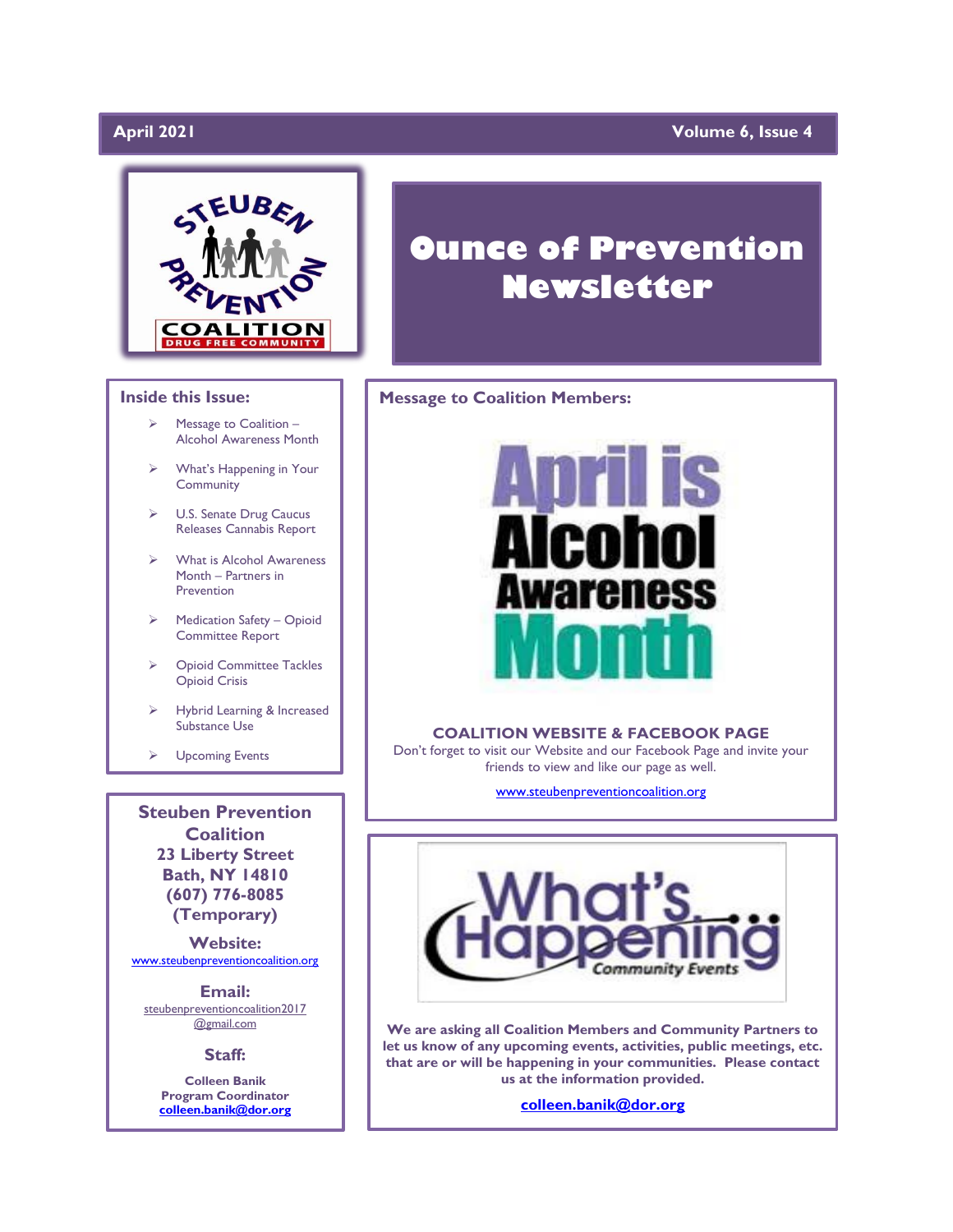April 2021 — Volume 6, Issue 4

# Ounce of Prevention Newsletter

STEUBEN PREVENTION COALITION — DRUG FREE COMMUNITY

## Inside this Issue:

- Message to Coalition – Alcohol Awareness Month
- What's Happening in Your Community
- U.S. Senate Drug Caucus Releases Cannabis Report
- What is Alcohol Awareness Month – Partners in Prevention
- Medication Safety – Opioid Committee Report
- Opioid Committee Tackles Opioid Crisis
- Hybrid Learning & Increased Substance Use
- Upcoming Events

## Message to Coalition Members:

April is Alcohol Awareness Month

### COALITION WEBSITE & FACEBOOK PAGE

Don't forget to visit our Website and our Facebook Page and invite your friends to view and like our page as well.

www.steubenpreventioncoalition.org

## What's Happening — Community Events

**We are asking all Coalition Members and Community Partners to let us know of any upcoming events, activities, public meetings, etc. that are or will be happening in your communities. Please contact us at the information provided.**

**colleen.banik@dor.org**

---

**Steuben Prevention Coalition**
**23 Liberty Street**
**Bath, NY 14810**
**(607) 776-8085**
**(Temporary)**

**Website:**
www.steubenpreventioncoalition.org

**Email:**
steubenpreventioncoalition2017@gmail.com

**Staff:**

**Colleen Banik**
**Program Coordinator**
**colleen.banik@dor.org**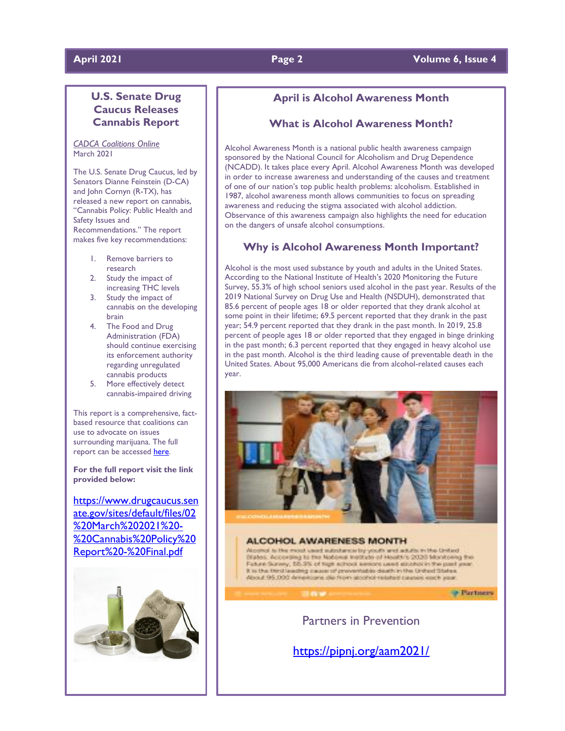## U.S. Senate Drug Caucus Releases Cannabis Report

*CADCA Coalitions Online*
March 2021

The U.S. Senate Drug Caucus, led by Senators Dianne Feinstein (D-CA) and John Cornyn (R-TX), has released a new report on cannabis, "Cannabis Policy: Public Health and Safety Issues and Recommendations." The report makes five key recommendations:

1. Remove barriers to research
2. Study the impact of increasing THC levels
3. Study the impact of cannabis on the developing brain
4. The Food and Drug Administration (FDA) should continue exercising its enforcement authority regarding unregulated cannabis products
5. More effectively detect cannabis-impaired driving

This report is a comprehensive, fact-based resource that coalitions can use to advocate on issues surrounding marijuana. The full report can be accessed here.

**For the full report visit the link provided below:**

https://www.drugcaucus.senate.gov/sites/default/files/02%20March%202021%20-%20Cannabis%20Policy%20Report%20-%20Final.pdf

## April is Alcohol Awareness Month

### What is Alcohol Awareness Month?

Alcohol Awareness Month is a national public health awareness campaign sponsored by the National Council for Alcoholism and Drug Dependence (NCADD). It takes place every April. Alcohol Awareness Month was developed in order to increase awareness and understanding of the causes and treatment of one of our nation's top public health problems: alcoholism. Established in 1987, alcohol awareness month allows communities to focus on spreading awareness and reducing the stigma associated with alcohol addiction. Observance of this awareness campaign also highlights the need for education on the dangers of unsafe alcohol consumptions.

### Why is Alcohol Awareness Month Important?

Alcohol is the most used substance by youth and adults in the United States. According to the National Institute of Health's 2020 Monitoring the Future Survey, 55.3% of high school seniors used alcohol in the past year. Results of the 2019 National Survey on Drug Use and Health (NSDUH), demonstrated that 85.6 percent of people ages 18 or older reported that they drank alcohol at some point in their lifetime; 69.5 percent reported that they drank in the past year; 54.9 percent reported that they drank in the past month. In 2019, 25.8 percent of people ages 18 or older reported that they engaged in binge drinking in the past month; 6.3 percent reported that they engaged in heavy alcohol use in the past month. Alcohol is the third leading cause of preventable death in the United States. About 95,000 Americans die from alcohol-related causes each year.

Partners in Prevention

https://pipnj.org/aam2021/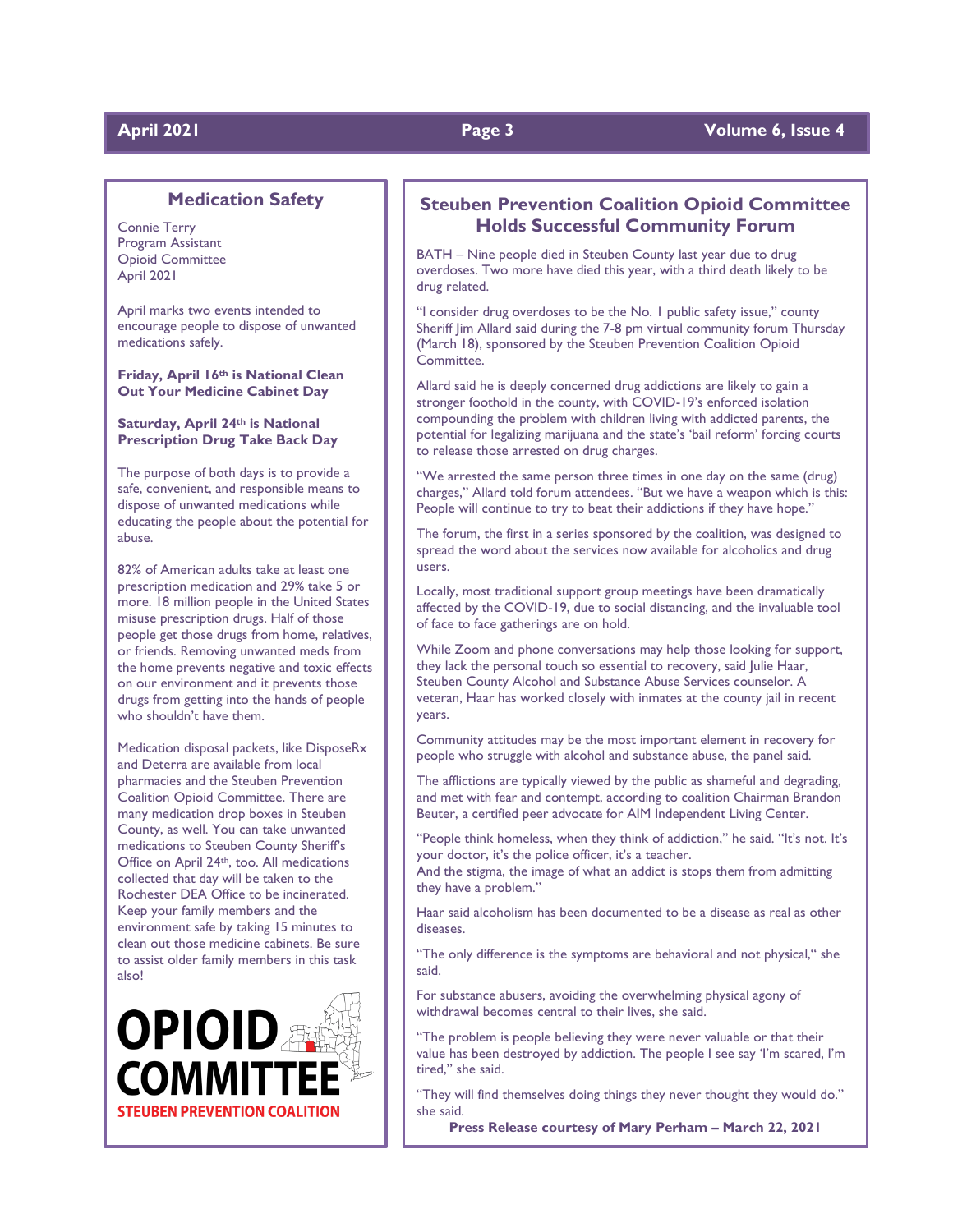## Medication Safety

Connie Terry
Program Assistant
Opioid Committee
April 2021

April marks two events intended to encourage people to dispose of unwanted medications safely.

**Friday, April 16th is National Clean Out Your Medicine Cabinet Day**

**Saturday, April 24th is National Prescription Drug Take Back Day**

The purpose of both days is to provide a safe, convenient, and responsible means to dispose of unwanted medications while educating the people about the potential for abuse.

82% of American adults take at least one prescription medication and 29% take 5 or more. 18 million people in the United States misuse prescription drugs. Half of those people get those drugs from home, relatives, or friends. Removing unwanted meds from the home prevents negative and toxic effects on our environment and it prevents those drugs from getting into the hands of people who shouldn't have them.

Medication disposal packets, like DisposeRx and Deterra are available from local pharmacies and the Steuben Prevention Coalition Opioid Committee. There are many medication drop boxes in Steuben County, as well. You can take unwanted medications to Steuben County Sheriff's Office on April 24th, too. All medications collected that day will be taken to the Rochester DEA Office to be incinerated. Keep your family members and the environment safe by taking 15 minutes to clean out those medicine cabinets. Be sure to assist older family members in this task also!

OPIOID COMMITTEE
STEUBEN PREVENTION COALITION

## Steuben Prevention Coalition Opioid Committee Holds Successful Community Forum

BATH – Nine people died in Steuben County last year due to drug overdoses. Two more have died this year, with a third death likely to be drug related.

"I consider drug overdoses to be the No. 1 public safety issue," county Sheriff Jim Allard said during the 7-8 pm virtual community forum Thursday (March 18), sponsored by the Steuben Prevention Coalition Opioid Committee.

Allard said he is deeply concerned drug addictions are likely to gain a stronger foothold in the county, with COVID-19's enforced isolation compounding the problem with children living with addicted parents, the potential for legalizing marijuana and the state's 'bail reform' forcing courts to release those arrested on drug charges.

"We arrested the same person three times in one day on the same (drug) charges," Allard told forum attendees. "But we have a weapon which is this: People will continue to try to beat their addictions if they have hope."

The forum, the first in a series sponsored by the coalition, was designed to spread the word about the services now available for alcoholics and drug users.

Locally, most traditional support group meetings have been dramatically affected by the COVID-19, due to social distancing, and the invaluable tool of face to face gatherings are on hold.

While Zoom and phone conversations may help those looking for support, they lack the personal touch so essential to recovery, said Julie Haar, Steuben County Alcohol and Substance Abuse Services counselor. A veteran, Haar has worked closely with inmates at the county jail in recent years.

Community attitudes may be the most important element in recovery for people who struggle with alcohol and substance abuse, the panel said.

The afflictions are typically viewed by the public as shameful and degrading, and met with fear and contempt, according to coalition Chairman Brandon Beuter, a certified peer advocate for AIM Independent Living Center.

"People think homeless, when they think of addiction," he said. "It's not. It's your doctor, it's the police officer, it's a teacher.
And the stigma, the image of what an addict is stops them from admitting they have a problem."

Haar said alcoholism has been documented to be a disease as real as other diseases.

"The only difference is the symptoms are behavioral and not physical," she said.

For substance abusers, avoiding the overwhelming physical agony of withdrawal becomes central to their lives, she said.

"The problem is people believing they were never valuable or that their value has been destroyed by addiction. The people I see say 'I'm scared, I'm tired," she said.

"They will find themselves doing things they never thought they would do." she said.

**Press Release courtesy of Mary Perham – March 22, 2021**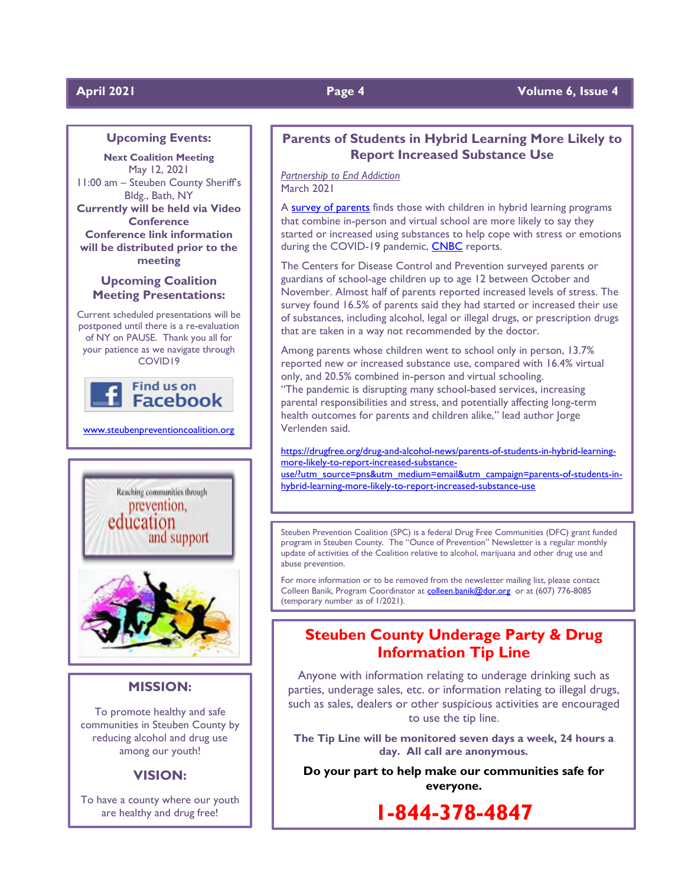## Upcoming Events:

**Next Coalition Meeting**
May 12, 2021
11:00 am – Steuben County Sheriff's Bldg., Bath, NY
**Currently will be held via Video Conference**
**Conference link information will be distributed prior to the meeting**

## Upcoming Coalition Meeting Presentations:

Current scheduled presentations will be postponed until there is a re-evaluation of NY on PAUSE. Thank you all for your patience as we navigate through COVID19

Find us on Facebook

www.steubenpreventioncoalition.org

Reaching communities through prevention, education and support

## MISSION:

To promote healthy and safe communities in Steuben County by reducing alcohol and drug use among our youth!

## VISION:

To have a county where our youth are healthy and drug free!

## Parents of Students in Hybrid Learning More Likely to Report Increased Substance Use

*Partnership to End Addiction*
March 2021

A survey of parents finds those with children in hybrid learning programs that combine in-person and virtual school are more likely to say they started or increased using substances to help cope with stress or emotions during the COVID-19 pandemic, CNBC reports.

The Centers for Disease Control and Prevention surveyed parents or guardians of school-age children up to age 12 between October and November. Almost half of parents reported increased levels of stress. The survey found 16.5% of parents said they had started or increased their use of substances, including alcohol, legal or illegal drugs, or prescription drugs that are taken in a way not recommended by the doctor.

Among parents whose children went to school only in person, 13.7% reported new or increased substance use, compared with 16.4% virtual only, and 20.5% combined in-person and virtual schooling.
"The pandemic is disrupting many school-based services, increasing parental responsibilities and stress, and potentially affecting long-term health outcomes for parents and children alike," lead author Jorge Verlenden said.

https://drugfree.org/drug-and-alcohol-news/parents-of-students-in-hybrid-learning-more-likely-to-report-increased-substance-use/?utm_source=pns&utm_medium=email&utm_campaign=parents-of-students-in-hybrid-learning-more-likely-to-report-increased-substance-use

Steuben Prevention Coalition (SPC) is a federal Drug Free Communities (DFC) grant funded program in Steuben County. The "Ounce of Prevention" Newsletter is a regular monthly update of activities of the Coalition relative to alcohol, marijuana and other drug use and abuse prevention.

For more information or to be removed from the newsletter mailing list, please contact Colleen Banik, Program Coordinator at colleen.banik@dor.org or at (607) 776-8085 (temporary number as of 1/2021).

## Steuben County Underage Party & Drug Information Tip Line

Anyone with information relating to underage drinking such as parties, underage sales, etc. or information relating to illegal drugs, such as sales, dealers or other suspicious activities are encouraged to use the tip line.

**The Tip Line will be monitored seven days a week, 24 hours a day. All call are anonymous.**

**Do your part to help make our communities safe for everyone.**

**1-844-378-4847**